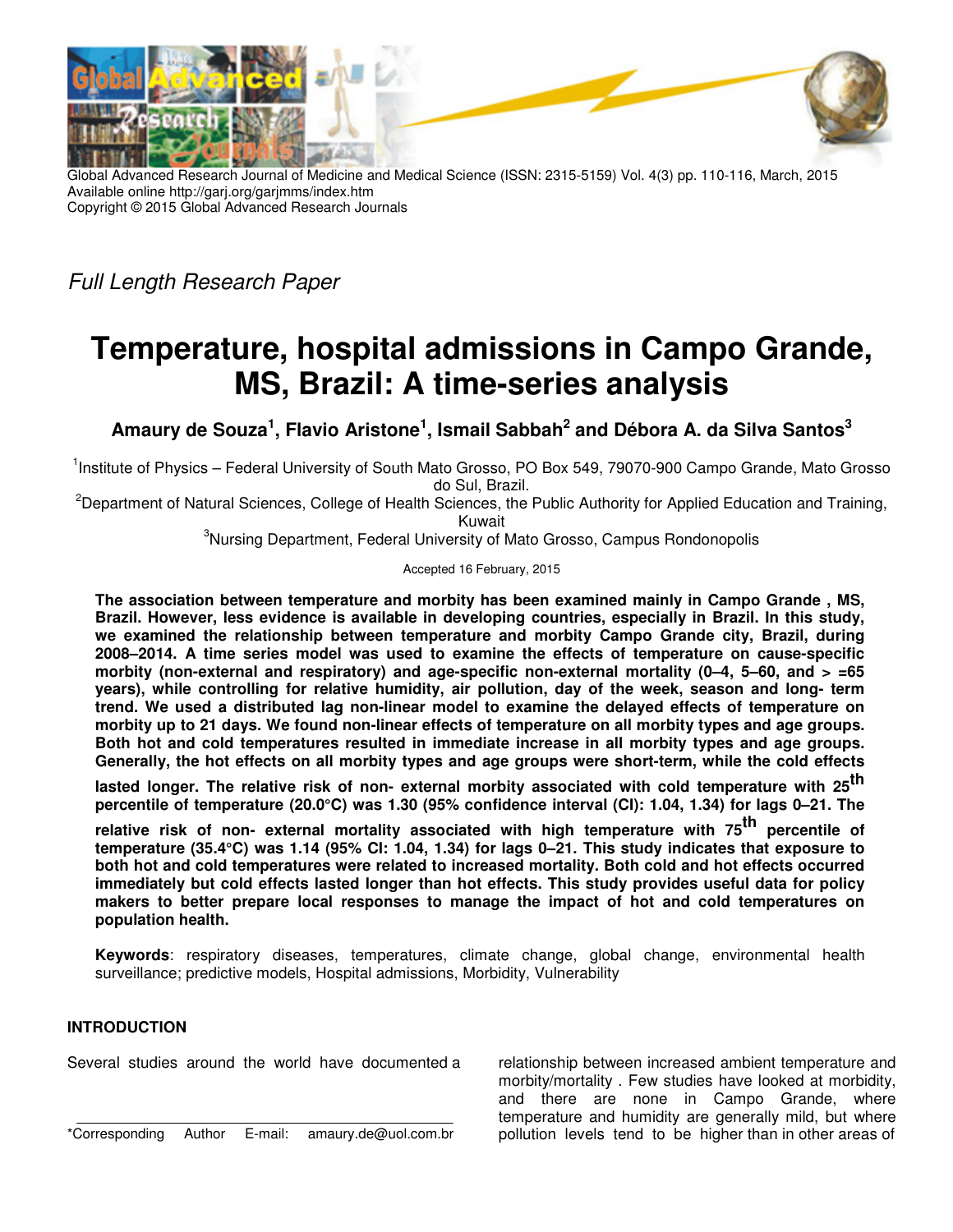*Full Length Research Paper*

# Temperature, hospital admissions in Campo Grande, MS, Brazil: A time-series analysis

**Amaury de Souza[1], Flavio Aristone[1], Ismail Sabbah[2] and Débora A. da Silva Santos[3]**

[1]Institute of Physics – Federal University of South Mato Grosso, PO Box 549, 79070-900 Campo Grande, Mato Grosso do Sul, Brazil.

[2]Department of Natural Sciences, College of Health Sciences, the Public Authority for Applied Education and Training, Kuwait

[3]Nursing Department, Federal University of Mato Grosso, Campus Rondonopolis

Accepted 16 February, 2015

**The association between temperature and morbity has been examined mainly in Campo Grande , MS, Brazil. However, less evidence is available in developing countries, especially in Brazil. In this study, we examined the relationship between temperature and morbity Campo Grande city, Brazil, during 2008–2014. A time series model was used to examine the effects of temperature on cause-specific morbity (non-external and respiratory) and age-specific non-external mortality (0–4, 5–60, and > =65 years), while controlling for relative humidity, air pollution, day of the week, season and long- term trend. We used a distributed lag non-linear model to examine the delayed effects of temperature on morbity up to 21 days. We found non-linear effects of temperature on all morbity types and age groups. Both hot and cold temperatures resulted in immediate increase in all morbity types and age groups. Generally, the hot effects on all morbity types and age groups were short-term, while the cold effects lasted longer. The relative risk of non- external morbity associated with cold temperature with 25$^{th}$ percentile of temperature (20.0°C) was 1.30 (95% confidence interval (CI): 1.04, 1.34) for lags 0–21. The relative risk of non- external mortality associated with high temperature with 75$^{th}$ percentile of temperature (35.4°C) was 1.14 (95% CI: 1.04, 1.34) for lags 0–21. This study indicates that exposure to both hot and cold temperatures were related to increased mortality. Both cold and hot effects occurred immediately but cold effects lasted longer than hot effects. This study provides useful data for policy makers to better prepare local responses to manage the impact of hot and cold temperatures on population health.**

**Keywords**: respiratory diseases, temperatures, climate change, global change, environmental health surveillance; predictive models, Hospital admissions, Morbidity, Vulnerability

## INTRODUCTION

Several studies around the world have documented a relationship between increased ambient temperature and morbity/mortality . Few studies have looked at morbidity, and there are none in Campo Grande, where temperature and humidity are generally mild, but where pollution levels tend to be higher than in other areas of

\*Corresponding Author E-mail: amaury.de@uol.com.br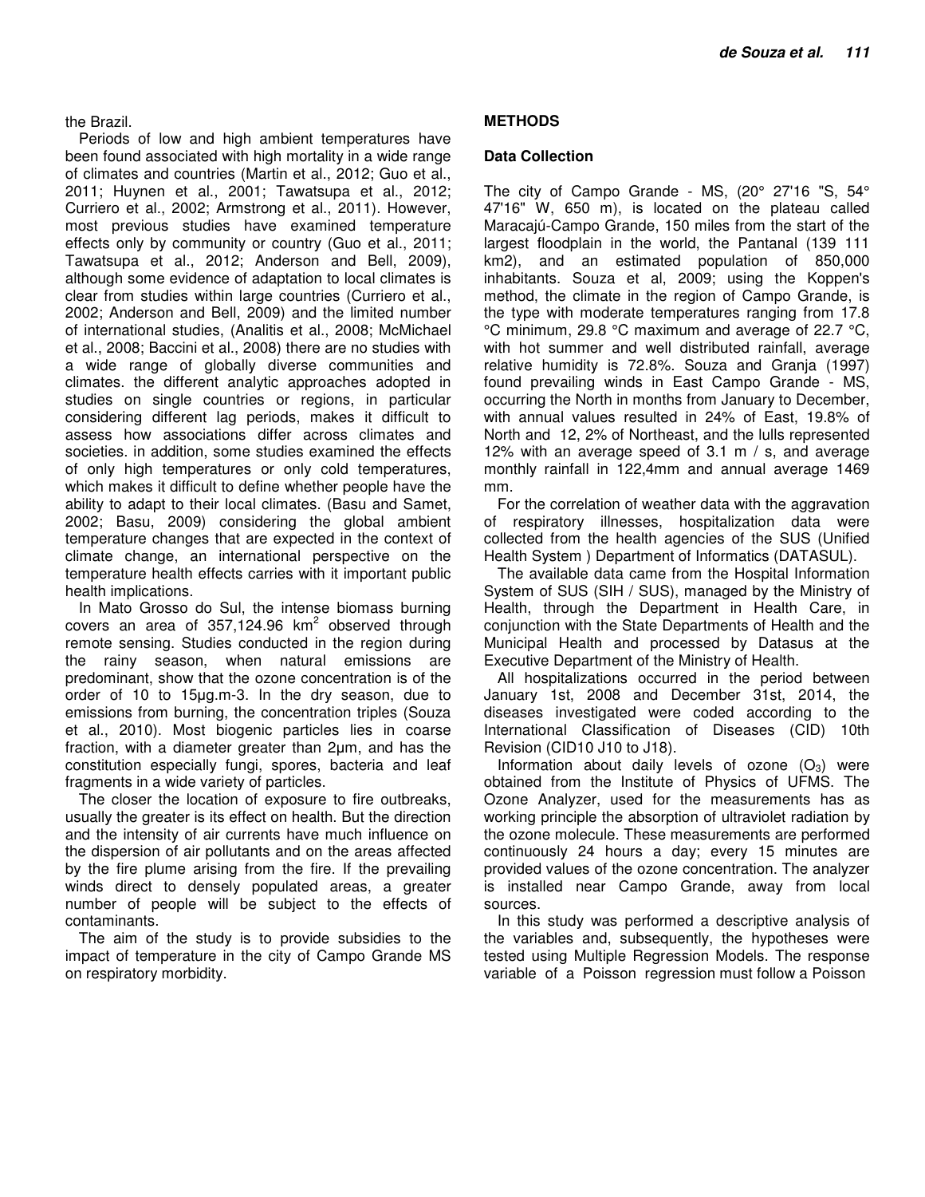the Brazil.

Periods of low and high ambient temperatures have been found associated with high mortality in a wide range of climates and countries (Martin et al., 2012; Guo et al., 2011; Huynen et al., 2001; Tawatsupa et al., 2012; Curriero et al., 2002; Armstrong et al., 2011). However, most previous studies have examined temperature effects only by community or country (Guo et al., 2011; Tawatsupa et al., 2012; Anderson and Bell, 2009), although some evidence of adaptation to local climates is clear from studies within large countries (Curriero et al., 2002; Anderson and Bell, 2009) and the limited number of international studies, (Analitis et al., 2008; McMichael et al., 2008; Baccini et al., 2008) there are no studies with a wide range of globally diverse communities and climates. the different analytic approaches adopted in studies on single countries or regions, in particular considering different lag periods, makes it difficult to assess how associations differ across climates and societies. in addition, some studies examined the effects of only high temperatures or only cold temperatures, which makes it difficult to define whether people have the ability to adapt to their local climates. (Basu and Samet, 2002; Basu, 2009) considering the global ambient temperature changes that are expected in the context of climate change, an international perspective on the temperature health effects carries with it important public health implications.

In Mato Grosso do Sul, the intense biomass burning covers an area of 357,124.96 $km^2$ observed through remote sensing. Studies conducted in the region during the rainy season, when natural emissions are predominant, show that the ozone concentration is of the order of 10 to 15μg.m-3. In the dry season, due to emissions from burning, the concentration triples (Souza et al., 2010). Most biogenic particles lies in coarse fraction, with a diameter greater than 2μm, and has the constitution especially fungi, spores, bacteria and leaf fragments in a wide variety of particles.

The closer the location of exposure to fire outbreaks, usually the greater is its effect on health. But the direction and the intensity of air currents have much influence on the dispersion of air pollutants and on the areas affected by the fire plume arising from the fire. If the prevailing winds direct to densely populated areas, a greater number of people will be subject to the effects of contaminants.

The aim of the study is to provide subsidies to the impact of temperature in the city of Campo Grande MS on respiratory morbidity.

## METHODS

### Data Collection

The city of Campo Grande - MS, (20° 27'16 "S, 54° 47'16" W, 650 m), is located on the plateau called Maracajú-Campo Grande, 150 miles from the start of the largest floodplain in the world, the Pantanal (139 111 km2), and an estimated population of 850,000 inhabitants. Souza et al, 2009; using the Koppen's method, the climate in the region of Campo Grande, is the type with moderate temperatures ranging from 17.8 °C minimum, 29.8 °C maximum and average of 22.7 °C, with hot summer and well distributed rainfall, average relative humidity is 72.8%. Souza and Granja (1997) found prevailing winds in East Campo Grande - MS, occurring the North in months from January to December, with annual values resulted in 24% of East, 19.8% of North and 12, 2% of Northeast, and the lulls represented 12% with an average speed of 3.1 m / s, and average monthly rainfall in 122,4mm and annual average 1469 mm.

For the correlation of weather data with the aggravation of respiratory illnesses, hospitalization data were collected from the health agencies of the SUS (Unified Health System ) Department of Informatics (DATASUL).

The available data came from the Hospital Information System of SUS (SIH / SUS), managed by the Ministry of Health, through the Department in Health Care, in conjunction with the State Departments of Health and the Municipal Health and processed by Datasus at the Executive Department of the Ministry of Health.

All hospitalizations occurred in the period between January 1st, 2008 and December 31st, 2014, the diseases investigated were coded according to the International Classification of Diseases (CID) 10th Revision (CID10 J10 to J18).

Information about daily levels of ozone ($O_3$) were obtained from the Institute of Physics of UFMS. The Ozone Analyzer, used for the measurements has as working principle the absorption of ultraviolet radiation by the ozone molecule. These measurements are performed continuously 24 hours a day; every 15 minutes are provided values of the ozone concentration. The analyzer is installed near Campo Grande, away from local sources.

In this study was performed a descriptive analysis of the variables and, subsequently, the hypotheses were tested using Multiple Regression Models. The response variable of a Poisson regression must follow a Poisson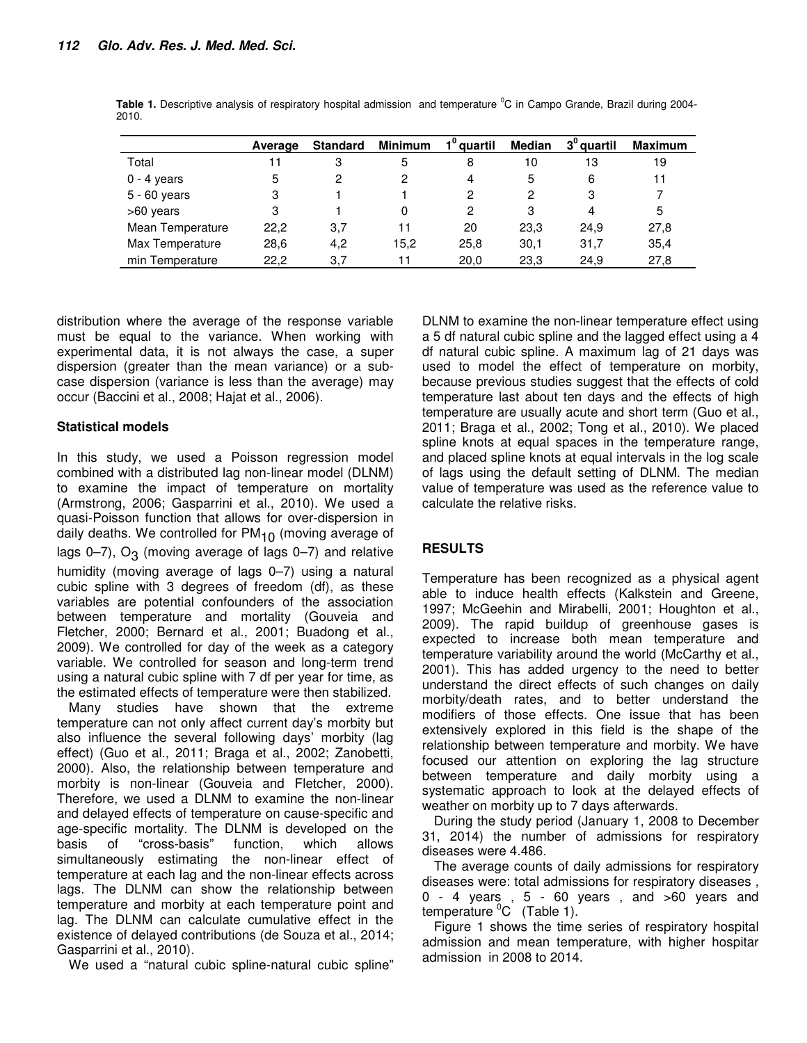**Table 1.** Descriptive analysis of respiratory hospital admission and temperature $^0$C in Campo Grande, Brazil during 2004-2010.

| | Average | Standard | Minimum | $1^0$ quartil | Median | $3^0$ quartil | Maximum |
|---|---|---|---|---|---|---|---|
| Total | 11 | 3 | 5 | 8 | 10 | 13 | 19 |
| 0 - 4 years | 5 | 2 | 2 | 4 | 5 | 6 | 11 |
| 5 - 60 years | 3 | 1 | 1 | 2 | 2 | 3 | 7 |
| >60 years | 3 | 1 | 0 | 2 | 3 | 4 | 5 |
| Mean Temperature | 22,2 | 3,7 | 11 | 20 | 23,3 | 24,9 | 27,8 |
| Max Temperature | 28,6 | 4,2 | 15,2 | 25,8 | 30,1 | 31,7 | 35,4 |
| min Temperature | 22,2 | 3,7 | 11 | 20,0 | 23,3 | 24,9 | 27,8 |

distribution where the average of the response variable must be equal to the variance. When working with experimental data, it is not always the case, a super dispersion (greater than the mean variance) or a sub-case dispersion (variance is less than the average) may occur (Baccini et al., 2008; Hajat et al., 2006).

### Statistical models

In this study, we used a Poisson regression model combined with a distributed lag non-linear model (DLNM) to examine the impact of temperature on mortality (Armstrong, 2006; Gasparrini et al., 2010). We used a quasi-Poisson function that allows for over-dispersion in daily deaths. We controlled for $PM_{10}$ (moving average of lags 0–7), $O_3$ (moving average of lags 0–7) and relative humidity (moving average of lags 0–7) using a natural cubic spline with 3 degrees of freedom (df), as these variables are potential confounders of the association between temperature and mortality (Gouveia and Fletcher, 2000; Bernard et al., 2001; Buadong et al., 2009). We controlled for day of the week as a category variable. We controlled for season and long-term trend using a natural cubic spline with 7 df per year for time, as the estimated effects of temperature were then stabilized.

Many studies have shown that the extreme temperature can not only affect current day's morbity but also influence the several following days' morbity (lag effect) (Guo et al., 2011; Braga et al., 2002; Zanobetti, 2000). Also, the relationship between temperature and morbity is non-linear (Gouveia and Fletcher, 2000). Therefore, we used a DLNM to examine the non-linear and delayed effects of temperature on cause-specific and age-specific mortality. The DLNM is developed on the basis of "cross-basis" function, which allows simultaneously estimating the non-linear effect of temperature at each lag and the non-linear effects across lags. The DLNM can show the relationship between temperature and morbity at each temperature point and lag. The DLNM can calculate cumulative effect in the existence of delayed contributions (de Souza et al., 2014; Gasparrini et al., 2010).

We used a "natural cubic spline-natural cubic spline" DLNM to examine the non-linear temperature effect using a 5 df natural cubic spline and the lagged effect using a 4 df natural cubic spline. A maximum lag of 21 days was used to model the effect of temperature on morbity, because previous studies suggest that the effects of cold temperature last about ten days and the effects of high temperature are usually acute and short term (Guo et al., 2011; Braga et al., 2002; Tong et al., 2010). We placed spline knots at equal spaces in the temperature range, and placed spline knots at equal intervals in the log scale of lags using the default setting of DLNM. The median value of temperature was used as the reference value to calculate the relative risks.

## RESULTS

Temperature has been recognized as a physical agent able to induce health effects (Kalkstein and Greene, 1997; McGeehin and Mirabelli, 2001; Houghton et al., 2009). The rapid buildup of greenhouse gases is expected to increase both mean temperature and temperature variability around the world (McCarthy et al., 2001). This has added urgency to the need to better understand the direct effects of such changes on daily morbity/death rates, and to better understand the modifiers of those effects. One issue that has been extensively explored in this field is the shape of the relationship between temperature and morbity. We have focused our attention on exploring the lag structure between temperature and daily morbity using a systematic approach to look at the delayed effects of weather on morbity up to 7 days afterwards.

During the study period (January 1, 2008 to December 31, 2014) the number of admissions for respiratory diseases were 4.486.

The average counts of daily admissions for respiratory diseases were: total admissions for respiratory diseases , 0 - 4 years , 5 - 60 years , and >60 years and temperature $^0$C (Table 1).

Figure 1 shows the time series of respiratory hospital admission and mean temperature, with higher hospitar admission in 2008 to 2014.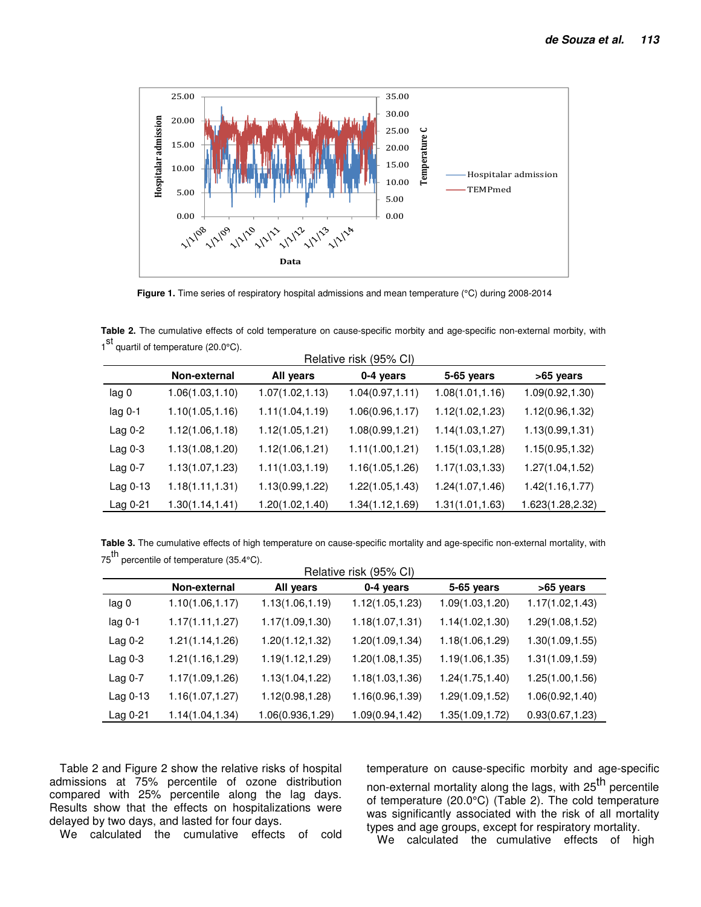Figure 1. Time series of respiratory hospital admissions and mean temperature (°C) during 2008-2014

**Table 2.** The cumulative effects of cold temperature on cause-specific morbity and age-specific non-external morbity, with 1st quartil of temperature (20.0°C).

| | Relative risk (95% CI) | | | | |
|---|---|---|---|---|---|
| | Non-external | All years | 0-4 years | 5-65 years | >65 years |
| lag 0 | 1.06(1.03,1.10) | 1.07(1.02,1.13) | 1.04(0.97,1.11) | 1.08(1.01,1.16) | 1.09(0.92,1.30) |
| lag 0-1 | 1.10(1.05,1.16) | 1.11(1.04,1.19) | 1.06(0.96,1.17) | 1.12(1.02,1.23) | 1.12(0.96,1.32) |
| Lag 0-2 | 1.12(1.06,1.18) | 1.12(1.05,1.21) | 1.08(0.99,1.21) | 1.14(1.03,1.27) | 1.13(0.99,1.31) |
| Lag 0-3 | 1.13(1.08,1.20) | 1.12(1.06,1.21) | 1.11(1.00,1.21) | 1.15(1.03,1.28) | 1.15(0.95,1.32) |
| Lag 0-7 | 1.13(1.07,1.23) | 1.11(1.03,1.19) | 1.16(1.05,1.26) | 1.17(1.03,1.33) | 1.27(1.04,1.52) |
| Lag 0-13 | 1.18(1.11,1.31) | 1.13(0.99,1.22) | 1.22(1.05,1.43) | 1.24(1.07,1.46) | 1.42(1.16,1.77) |
| Lag 0-21 | 1.30(1.14,1.41) | 1.20(1.02,1.40) | 1.34(1.12,1.69) | 1.31(1.01,1.63) | 1.623(1.28,2.32) |

**Table 3.** The cumulative effects of high temperature on cause-specific mortality and age-specific non-external mortality, with 75th percentile of temperature (35.4°C).

| | Relative risk (95% CI) | | | | |
|---|---|---|---|---|---|
| | Non-external | All years | 0-4 years | 5-65 years | >65 years |
| lag 0 | 1.10(1.06,1.17) | 1.13(1.06,1.19) | 1.12(1.05,1.23) | 1.09(1.03,1.20) | 1.17(1.02,1.43) |
| lag 0-1 | 1.17(1.11,1.27) | 1.17(1.09,1.30) | 1.18(1.07,1.31) | 1.14(1.02,1.30) | 1.29(1.08,1.52) |
| Lag 0-2 | 1.21(1.14,1.26) | 1.20(1.12,1.32) | 1.20(1.09,1.34) | 1.18(1.06,1.29) | 1.30(1.09,1.55) |
| Lag 0-3 | 1.21(1.16,1.29) | 1.19(1.12,1.29) | 1.20(1.08,1.35) | 1.19(1.06,1.35) | 1.31(1.09,1.59) |
| Lag 0-7 | 1.17(1.09,1.26) | 1.13(1.04,1.22) | 1.18(1.03,1.36) | 1.24(1.75,1.40) | 1.25(1.00,1.56) |
| Lag 0-13 | 1.16(1.07,1.27) | 1.12(0.98,1.28) | 1.16(0.96,1.39) | 1.29(1.09,1.52) | 1.06(0.92,1.40) |
| Lag 0-21 | 1.14(1.04,1.34) | 1.06(0.936,1.29) | 1.09(0.94,1.42) | 1.35(1.09,1.72) | 0.93(0.67,1.23) |

Table 2 and Figure 2 show the relative risks of hospital admissions at 75% percentile of ozone distribution compared with 25% percentile along the lag days. Results show that the effects on hospitalizations were delayed by two days, and lasted for four days.

We calculated the cumulative effects of cold temperature on cause-specific morbity and age-specific non-external mortality along the lags, with 25th percentile of temperature (20.0°C) (Table 2). The cold temperature was significantly associated with the risk of all mortality types and age groups, except for respiratory mortality.

We calculated the cumulative effects of high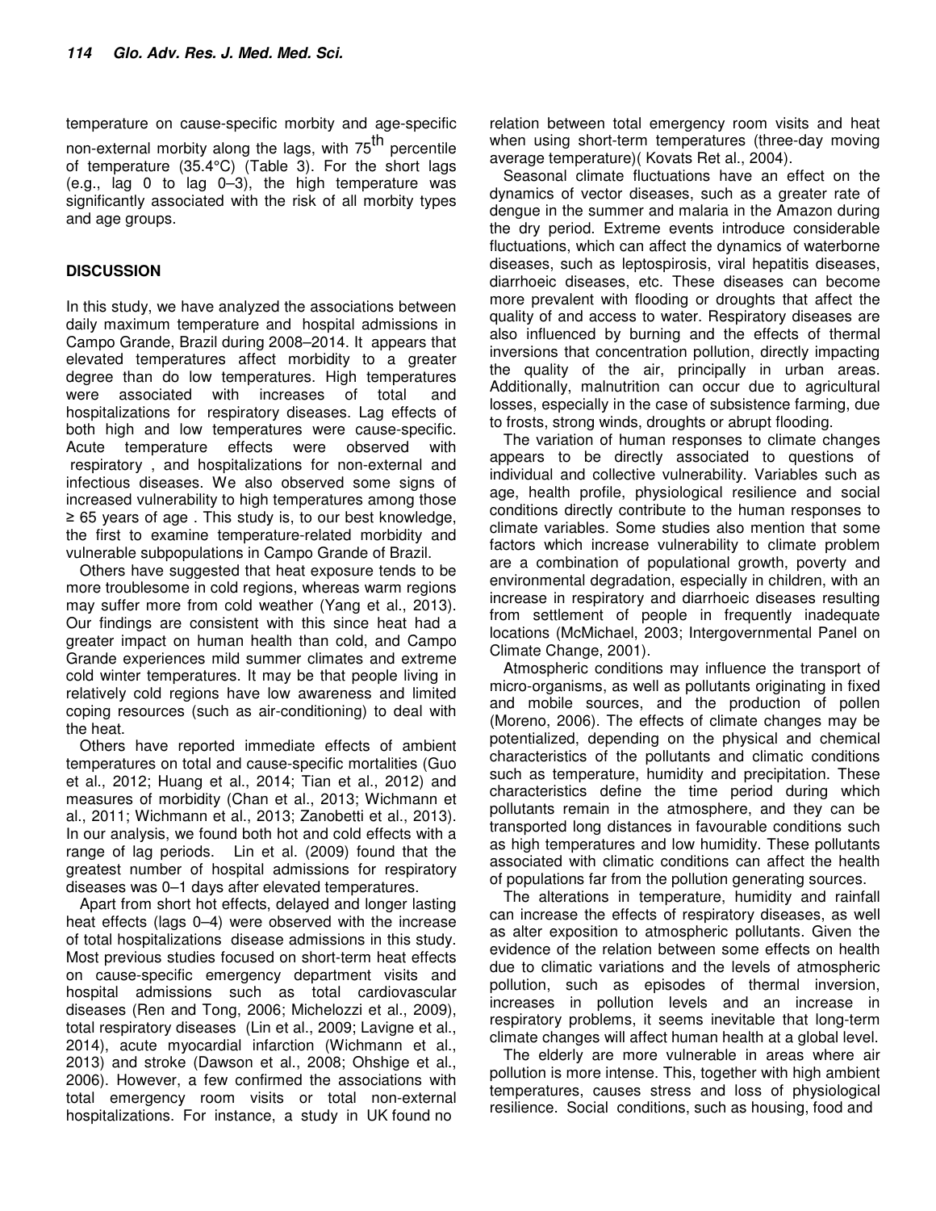temperature on cause-specific morbity and age-specific non-external morbity along the lags, with 75th percentile of temperature (35.4°C) (Table 3). For the short lags (e.g., lag 0 to lag 0–3), the high temperature was significantly associated with the risk of all morbity types and age groups.

## DISCUSSION

In this study, we have analyzed the associations between daily maximum temperature and hospital admissions in Campo Grande, Brazil during 2008–2014. It appears that elevated temperatures affect morbidity to a greater degree than do low temperatures. High temperatures were associated with increases of total and hospitalizations for respiratory diseases. Lag effects of both high and low temperatures were cause-specific. Acute temperature effects were observed with respiratory , and hospitalizations for non-external and infectious diseases. We also observed some signs of increased vulnerability to high temperatures among those ≥ 65 years of age . This study is, to our best knowledge, the first to examine temperature-related morbidity and vulnerable subpopulations in Campo Grande of Brazil.

Others have suggested that heat exposure tends to be more troublesome in cold regions, whereas warm regions may suffer more from cold weather (Yang et al., 2013). Our findings are consistent with this since heat had a greater impact on human health than cold, and Campo Grande experiences mild summer climates and extreme cold winter temperatures. It may be that people living in relatively cold regions have low awareness and limited coping resources (such as air-conditioning) to deal with the heat.

Others have reported immediate effects of ambient temperatures on total and cause-specific mortalities (Guo et al., 2012; Huang et al., 2014; Tian et al., 2012) and measures of morbidity (Chan et al., 2013; Wichmann et al., 2011; Wichmann et al., 2013; Zanobetti et al., 2013). In our analysis, we found both hot and cold effects with a range of lag periods. Lin et al. (2009) found that the greatest number of hospital admissions for respiratory diseases was 0–1 days after elevated temperatures.

Apart from short hot effects, delayed and longer lasting heat effects (lags 0–4) were observed with the increase of total hospitalizations disease admissions in this study. Most previous studies focused on short-term heat effects on cause-specific emergency department visits and hospital admissions such as total cardiovascular diseases (Ren and Tong, 2006; Michelozzi et al., 2009), total respiratory diseases (Lin et al., 2009; Lavigne et al., 2014), acute myocardial infarction (Wichmann et al., 2013) and stroke (Dawson et al., 2008; Ohshige et al., 2006). However, a few confirmed the associations with total emergency room visits or total non-external hospitalizations. For instance, a study in UK found no relation between total emergency room visits and heat when using short-term temperatures (three-day moving average temperature)( Kovats Ret al., 2004).

Seasonal climate fluctuations have an effect on the dynamics of vector diseases, such as a greater rate of dengue in the summer and malaria in the Amazon during the dry period. Extreme events introduce considerable fluctuations, which can affect the dynamics of waterborne diseases, such as leptospirosis, viral hepatitis diseases, diarrhoeic diseases, etc. These diseases can become more prevalent with flooding or droughts that affect the quality of and access to water. Respiratory diseases are also influenced by burning and the effects of thermal inversions that concentration pollution, directly impacting the quality of the air, principally in urban areas. Additionally, malnutrition can occur due to agricultural losses, especially in the case of subsistence farming, due to frosts, strong winds, droughts or abrupt flooding.

The variation of human responses to climate changes appears to be directly associated to questions of individual and collective vulnerability. Variables such as age, health profile, physiological resilience and social conditions directly contribute to the human responses to climate variables. Some studies also mention that some factors which increase vulnerability to climate problem are a combination of populational growth, poverty and environmental degradation, especially in children, with an increase in respiratory and diarrhoeic diseases resulting from settlement of people in frequently inadequate locations (McMichael, 2003; Intergovernmental Panel on Climate Change, 2001).

Atmospheric conditions may influence the transport of micro-organisms, as well as pollutants originating in fixed and mobile sources, and the production of pollen (Moreno, 2006). The effects of climate changes may be potentialized, depending on the physical and chemical characteristics of the pollutants and climatic conditions such as temperature, humidity and precipitation. These characteristics define the time period during which pollutants remain in the atmosphere, and they can be transported long distances in favourable conditions such as high temperatures and low humidity. These pollutants associated with climatic conditions can affect the health of populations far from the pollution generating sources.

The alterations in temperature, humidity and rainfall can increase the effects of respiratory diseases, as well as alter exposition to atmospheric pollutants. Given the evidence of the relation between some effects on health due to climatic variations and the levels of atmospheric pollution, such as episodes of thermal inversion, increases in pollution levels and an increase in respiratory problems, it seems inevitable that long-term climate changes will affect human health at a global level.

The elderly are more vulnerable in areas where air pollution is more intense. This, together with high ambient temperatures, causes stress and loss of physiological resilience. Social conditions, such as housing, food and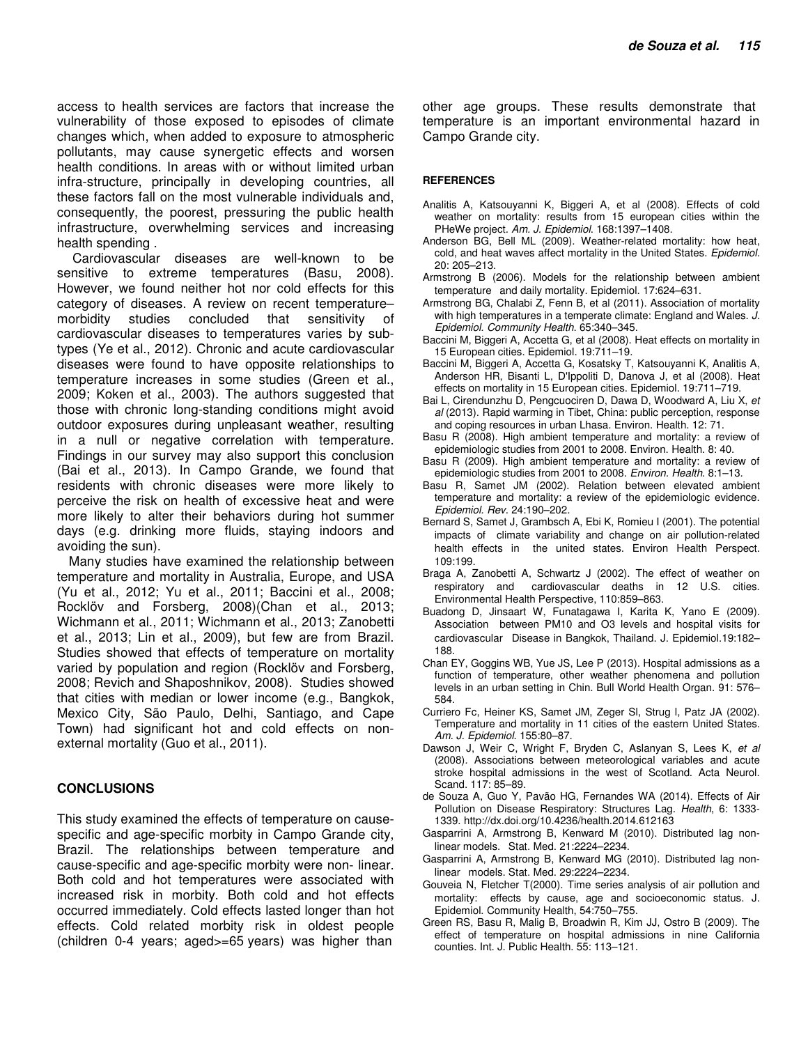access to health services are factors that increase the vulnerability of those exposed to episodes of climate changes which, when added to exposure to atmospheric pollutants, may cause synergetic effects and worsen health conditions. In areas with or without limited urban infra-structure, principally in developing countries, all these factors fall on the most vulnerable individuals and, consequently, the poorest, pressuring the public health infrastructure, overwhelming services and increasing health spending .

Cardiovascular diseases are well-known to be sensitive to extreme temperatures (Basu, 2008). However, we found neither hot nor cold effects for this category of diseases. A review on recent temperature–morbidity studies concluded that sensitivity of cardiovascular diseases to temperatures varies by sub-types (Ye et al., 2012). Chronic and acute cardiovascular diseases were found to have opposite relationships to temperature increases in some studies (Green et al., 2009; Koken et al., 2003). The authors suggested that those with chronic long-standing conditions might avoid outdoor exposures during unpleasant weather, resulting in a null or negative correlation with temperature. Findings in our survey may also support this conclusion (Bai et al., 2013). In Campo Grande, we found that residents with chronic diseases were more likely to perceive the risk on health of excessive heat and were more likely to alter their behaviors during hot summer days (e.g. drinking more fluids, staying indoors and avoiding the sun).

Many studies have examined the relationship between temperature and mortality in Australia, Europe, and USA (Yu et al., 2012; Yu et al., 2011; Baccini et al., 2008; Rocklöv and Forsberg, 2008)(Chan et al., 2013; Wichmann et al., 2011; Wichmann et al., 2013; Zanobetti et al., 2013; Lin et al., 2009), but few are from Brazil. Studies showed that effects of temperature on mortality varied by population and region (Rocklöv and Forsberg, 2008; Revich and Shaposhnikov, 2008). Studies showed that cities with median or lower income (e.g., Bangkok, Mexico City, São Paulo, Delhi, Santiago, and Cape Town) had significant hot and cold effects on non-external mortality (Guo et al., 2011).

## CONCLUSIONS

This study examined the effects of temperature on cause-specific and age-specific morbity in Campo Grande city, Brazil. The relationships between temperature and cause-specific and age-specific morbity were non- linear. Both cold and hot temperatures were associated with increased risk in morbity. Both cold and hot effects occurred immediately. Cold effects lasted longer than hot effects. Cold related morbity risk in oldest people (children 0-4 years; aged>=65 years) was higher than other age groups. These results demonstrate that temperature is an important environmental hazard in Campo Grande city.

## REFERENCES

Analitis A, Katsouyanni K, Biggeri A, et al (2008). Effects of cold weather on mortality: results from 15 european cities within the PHeWe project. *Am. J. Epidemiol.* 168:1397–1408.

Anderson BG, Bell ML (2009). Weather-related mortality: how heat, cold, and heat waves affect mortality in the United States. *Epidemiol.* 20: 205–213.

Armstrong B (2006). Models for the relationship between ambient temperature and daily mortality. Epidemiol. 17:624–631.

Armstrong BG, Chalabi Z, Fenn B, et al (2011). Association of mortality with high temperatures in a temperate climate: England and Wales. *J. Epidemiol. Community Health.* 65:340–345.

Baccini M, Biggeri A, Accetta G, et al (2008). Heat effects on mortality in 15 European cities. Epidemiol. 19:711–19.

Baccini M, Biggeri A, Accetta G, Kosatsky T, Katsouyanni K, Analitis A, Anderson HR, Bisanti L, D'Ippoliti D, Danova J, et al (2008). Heat effects on mortality in 15 European cities. Epidemiol. 19:711–719.

Bai L, Cirendunzhu D, Pengcuociren D, Dawa D, Woodward A, Liu X, *et al* (2013). Rapid warming in Tibet, China: public perception, response and coping resources in urban Lhasa. Environ. Health. 12: 71.

Basu R (2008). High ambient temperature and mortality: a review of epidemiologic studies from 2001 to 2008. Environ. Health. 8: 40.

Basu R (2009). High ambient temperature and mortality: a review of epidemiologic studies from 2001 to 2008. *Environ. Health.* 8:1–13.

Basu R, Samet JM (2002). Relation between elevated ambient temperature and mortality: a review of the epidemiologic evidence. *Epidemiol. Rev.* 24:190–202.

Bernard S, Samet J, Grambsch A, Ebi K, Romieu I (2001). The potential impacts of climate variability and change on air pollution-related health effects in the united states. Environ Health Perspect. 109:199.

Braga A, Zanobetti A, Schwartz J (2002). The effect of weather on respiratory and cardiovascular deaths in 12 U.S. cities. Environmental Health Perspective, 110:859–863.

Buadong D, Jinsaart W, Funatagawa I, Karita K, Yano E (2009). Association between PM10 and O3 levels and hospital visits for cardiovascular Disease in Bangkok, Thailand. J. Epidemiol.19:182–188.

Chan EY, Goggins WB, Yue JS, Lee P (2013). Hospital admissions as a function of temperature, other weather phenomena and pollution levels in an urban setting in Chin. Bull World Health Organ. 91: 576–584.

Curriero Fc, Heiner KS, Samet JM, Zeger Sl, Strug l, Patz JA (2002). Temperature and mortality in 11 cities of the eastern United States. *Am. J. Epidemiol.* 155:80–87.

Dawson J, Weir C, Wright F, Bryden C, Aslanyan S, Lees K, *et al* (2008). Associations between meteorological variables and acute stroke hospital admissions in the west of Scotland. Acta Neurol. Scand. 117: 85–89.

de Souza A, Guo Y, Pavão HG, Fernandes WA (2014). Effects of Air Pollution on Disease Respiratory: Structures Lag. *Health*, 6: 1333-1339. http://dx.doi.org/10.4236/health.2014.612163

Gasparrini A, Armstrong B, Kenward M (2010). Distributed lag non-linear models. Stat. Med. 21:2224–2234.

Gasparrini A, Armstrong B, Kenward MG (2010). Distributed lag non-linear models. Stat. Med. 29:2224–2234.

Gouveia N, Fletcher T(2000). Time series analysis of air pollution and mortality: effects by cause, age and socioeconomic status. J. Epidemiol. Community Health, 54:750–755.

Green RS, Basu R, Malig B, Broadwin R, Kim JJ, Ostro B (2009). The effect of temperature on hospital admissions in nine California counties. Int. J. Public Health. 55: 113–121.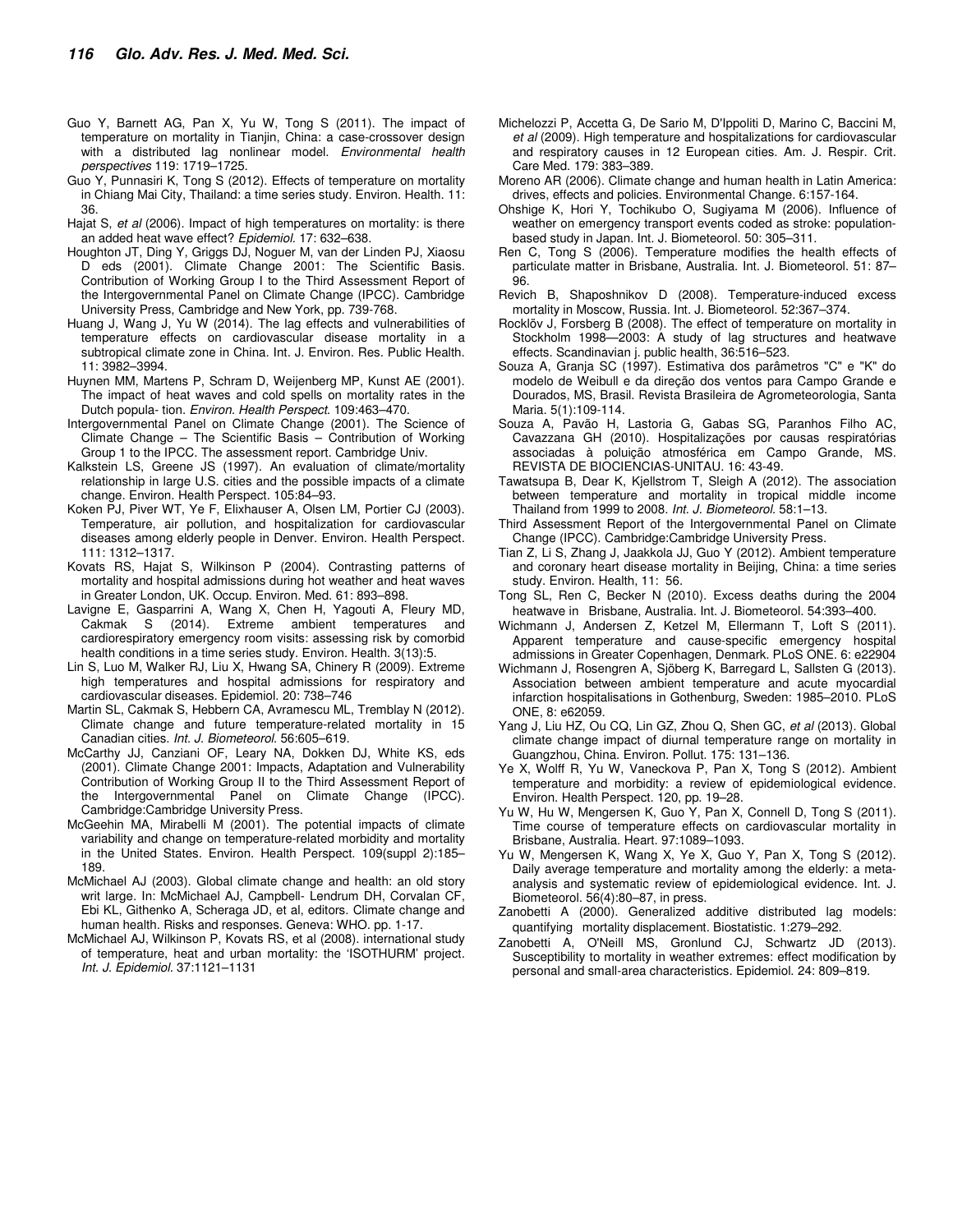Guo Y, Barnett AG, Pan X, Yu W, Tong S (2011). The impact of temperature on mortality in Tianjin, China: a case-crossover design with a distributed lag nonlinear model. *Environmental health perspectives* 119: 1719–1725.

Guo Y, Punnasiri K, Tong S (2012). Effects of temperature on mortality in Chiang Mai City, Thailand: a time series study. Environ. Health. 11: 36.

Hajat S, *et al* (2006). Impact of high temperatures on mortality: is there an added heat wave effect? *Epidemiol.* 17: 632–638.

Houghton JT, Ding Y, Griggs DJ, Noguer M, van der Linden PJ, Xiaosu D eds (2001). Climate Change 2001: The Scientific Basis. Contribution of Working Group I to the Third Assessment Report of the Intergovernmental Panel on Climate Change (IPCC). Cambridge University Press, Cambridge and New York, pp. 739-768.

Huang J, Wang J, Yu W (2014). The lag effects and vulnerabilities of temperature effects on cardiovascular disease mortality in a subtropical climate zone in China. Int. J. Environ. Res. Public Health. 11: 3982–3994.

Huynen MM, Martens P, Schram D, Weijenberg MP, Kunst AE (2001). The impact of heat waves and cold spells on mortality rates in the Dutch popula- tion. *Environ. Health Perspect.* 109:463–470.

Intergovernmental Panel on Climate Change (2001). The Science of Climate Change – The Scientific Basis – Contribution of Working Group 1 to the IPCC. The assessment report. Cambridge Univ.

Kalkstein LS, Greene JS (1997). An evaluation of climate/mortality relationship in large U.S. cities and the possible impacts of a climate change. Environ. Health Perspect. 105:84–93.

Koken PJ, Piver WT, Ye F, Elixhauser A, Olsen LM, Portier CJ (2003). Temperature, air pollution, and hospitalization for cardiovascular diseases among elderly people in Denver. Environ. Health Perspect. 111: 1312–1317.

Kovats RS, Hajat S, Wilkinson P (2004). Contrasting patterns of mortality and hospital admissions during hot weather and heat waves in Greater London, UK. Occup. Environ. Med. 61: 893–898.

Lavigne E, Gasparrini A, Wang X, Chen H, Yagouti A, Fleury MD, Cakmak S (2014). Extreme ambient temperatures and cardiorespiratory emergency room visits: assessing risk by comorbid health conditions in a time series study. Environ. Health. 3(13):5.

Lin S, Luo M, Walker RJ, Liu X, Hwang SA, Chinery R (2009). Extreme high temperatures and hospital admissions for respiratory and cardiovascular diseases. Epidemiol. 20: 738–746

Martin SL, Cakmak S, Hebbern CA, Avramescu ML, Tremblay N (2012). Climate change and future temperature-related mortality in 15 Canadian cities. *Int. J. Biometeorol.* 56:605–619.

McCarthy JJ, Canziani OF, Leary NA, Dokken DJ, White KS, eds (2001). Climate Change 2001: Impacts, Adaptation and Vulnerability Contribution of Working Group II to the Third Assessment Report of the Intergovernmental Panel on Climate Change (IPCC). Cambridge:Cambridge University Press.

McGeehin MA, Mirabelli M (2001). The potential impacts of climate variability and change on temperature-related morbidity and mortality in the United States. Environ. Health Perspect. 109(suppl 2):185–189.

McMichael AJ (2003). Global climate change and health: an old story writ large. In: McMichael AJ, Campbell- Lendrum DH, Corvalan CF, Ebi KL, Githenko A, Scheraga JD, et al, editors. Climate change and human health. Risks and responses. Geneva: WHO. pp. 1-17.

McMichael AJ, Wilkinson P, Kovats RS, et al (2008). international study of temperature, heat and urban mortality: the 'ISOTHURM' project. *Int. J. Epidemiol.* 37:1121–1131

Michelozzi P, Accetta G, De Sario M, D'Ippoliti D, Marino C, Baccini M, *et al* (2009). High temperature and hospitalizations for cardiovascular and respiratory causes in 12 European cities. Am. J. Respir. Crit. Care Med. 179: 383–389.

Moreno AR (2006). Climate change and human health in Latin America: drives, effects and policies. Environmental Change. 6:157-164.

Ohshige K, Hori Y, Tochikubo O, Sugiyama M (2006). Influence of weather on emergency transport events coded as stroke: population-based study in Japan. Int. J. Biometeorol. 50: 305–311.

Ren C, Tong S (2006). Temperature modifies the health effects of particulate matter in Brisbane, Australia. Int. J. Biometeorol. 51: 87–96.

Revich B, Shaposhnikov D (2008). Temperature-induced excess mortality in Moscow, Russia. Int. J. Biometeorol. 52:367–374.

Rocklöv J, Forsberg B (2008). The effect of temperature on mortality in Stockholm 1998—2003: A study of lag structures and heatwave effects. Scandinavian j. public health, 36:516–523.

Souza A, Granja SC (1997). Estimativa dos parâmetros "C" e "K" do modelo de Weibull e da direção dos ventos para Campo Grande e Dourados, MS, Brasil. Revista Brasileira de Agrometeorologia, Santa Maria. 5(1):109-114.

Souza A, Pavão H, Lastoria G, Gabas SG, Paranhos Filho AC, Cavazzana GH (2010). Hospitalizações por causas respiratórias associadas à poluição atmosférica em Campo Grande, MS. REVISTA DE BIOCIENCIAS-UNITAU. 16: 43-49.

Tawatsupa B, Dear K, Kjellstrom T, Sleigh A (2012). The association between temperature and mortality in tropical middle income Thailand from 1999 to 2008. *Int. J. Biometeorol.* 58:1–13.

Third Assessment Report of the Intergovernmental Panel on Climate Change (IPCC). Cambridge:Cambridge University Press.

Tian Z, Li S, Zhang J, Jaakkola JJ, Guo Y (2012). Ambient temperature and coronary heart disease mortality in Beijing, China: a time series study. Environ. Health, 11: 56.

Tong SL, Ren C, Becker N (2010). Excess deaths during the 2004 heatwave in Brisbane, Australia. Int. J. Biometeorol. 54:393–400.

Wichmann J, Andersen Z, Ketzel M, Ellermann T, Loft S (2011). Apparent temperature and cause-specific emergency hospital admissions in Greater Copenhagen, Denmark. PLoS ONE. 6: e22904

Wichmann J, Rosengren A, Sjöberg K, Barregard L, Sallsten G (2013). Association between ambient temperature and acute myocardial infarction hospitalisations in Gothenburg, Sweden: 1985–2010. PLoS ONE, 8: e62059.

Yang J, Liu HZ, Ou CQ, Lin GZ, Zhou Q, Shen GC, *et al* (2013). Global climate change impact of diurnal temperature range on mortality in Guangzhou, China. Environ. Pollut. 175: 131–136.

Ye X, Wolff R, Yu W, Vaneckova P, Pan X, Tong S (2012). Ambient temperature and morbidity: a review of epidemiological evidence. Environ. Health Perspect. 120, pp. 19–28.

Yu W, Hu W, Mengersen K, Guo Y, Pan X, Connell D, Tong S (2011). Time course of temperature effects on cardiovascular mortality in Brisbane, Australia. Heart. 97:1089–1093.

Yu W, Mengersen K, Wang X, Ye X, Guo Y, Pan X, Tong S (2012). Daily average temperature and mortality among the elderly: a meta-analysis and systematic review of epidemiological evidence. Int. J. Biometeorol. 56(4):80–87, in press.

Zanobetti A (2000). Generalized additive distributed lag models: quantifying mortality displacement. Biostatistic. 1:279–292.

Zanobetti A, O'Neill MS, Gronlund CJ, Schwartz JD (2013). Susceptibility to mortality in weather extremes: effect modification by personal and small-area characteristics. Epidemiol. 24: 809–819.